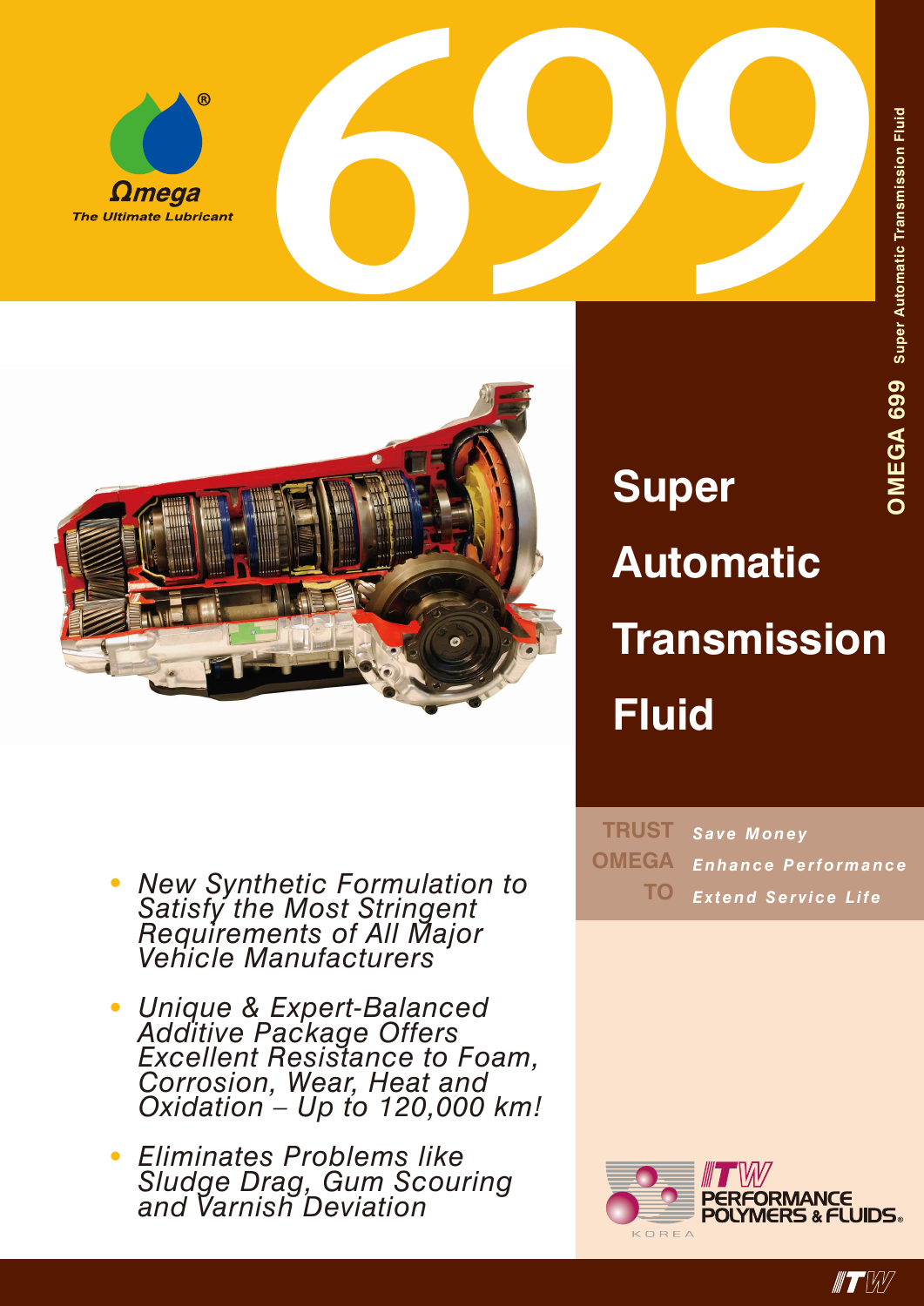Ωmega®

*The Ultimate Lubricant*

# 699

**OMEGA 699** **Super Automatic Transmission Fluid**

# Super Automatic Transmission Fluid

**TRUST OMEGA TO**

***Save Money***

***Enhance Performance***

***Extend Service Life***

- *New Synthetic Formulation to Satisfy the Most Stringent Requirements of All Major Vehicle Manufacturers*
- *Unique & Expert-Balanced Additive Package Offers Excellent Resistance to Foam, Corrosion, Wear, Heat and Oxidation – Up to 120,000 km!*
- *Eliminates Problems like Sludge Drag, Gum Scouring and Varnish Deviation*

ITW PERFORMANCE POLYMERS & FLUIDS®

KOREA

ITW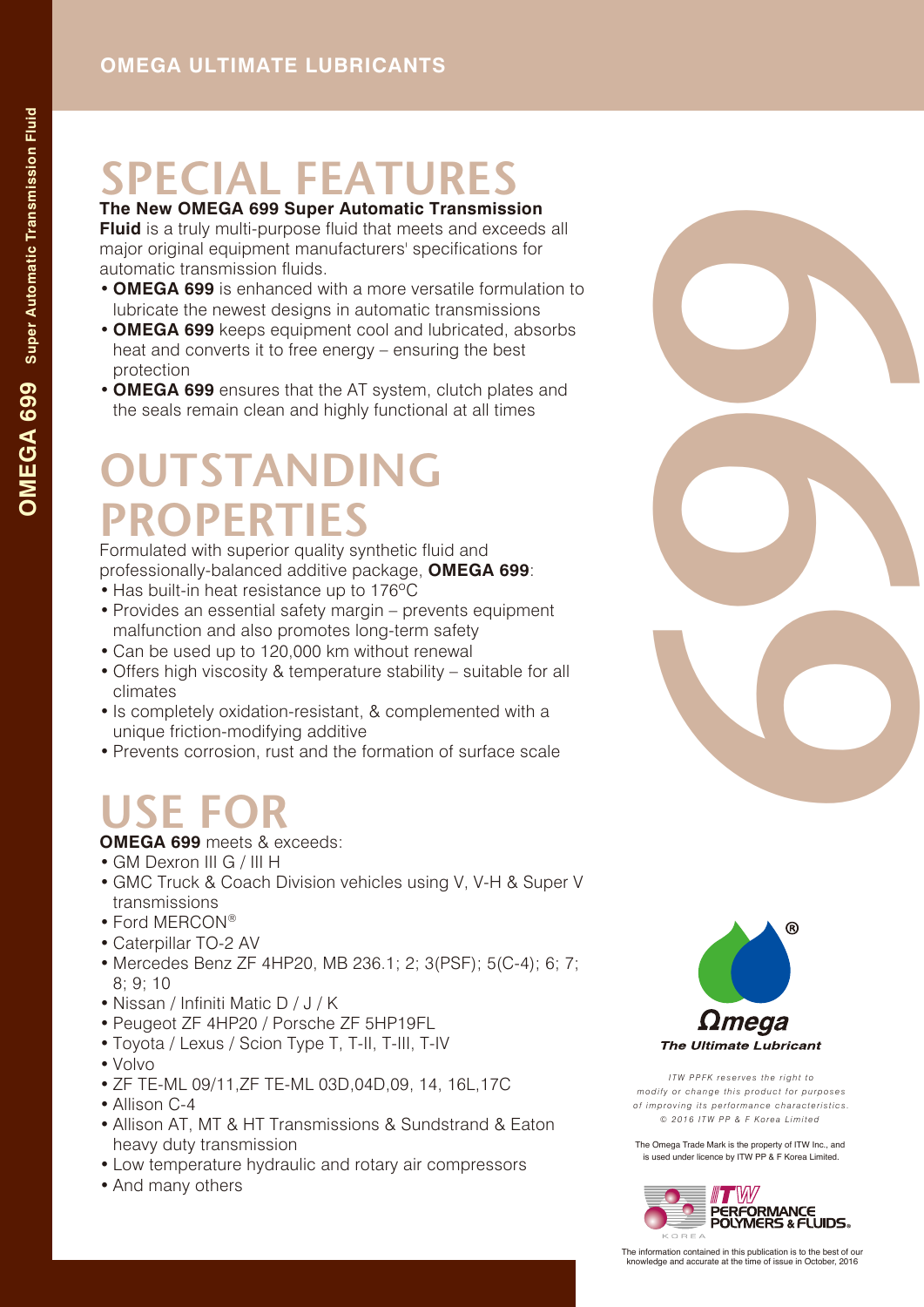# SPECIAL FEATURES

**The New OMEGA 699 Super Automatic Transmission Fluid** is a truly multi-purpose fluid that meets and exceeds all major original equipment manufacturers' specifications for automatic transmission fluids.

- **OMEGA 699** is enhanced with a more versatile formulation to lubricate the newest designs in automatic transmissions
- **OMEGA 699** keeps equipment cool and lubricated, absorbs heat and converts it to free energy – ensuring the best protection
- **OMEGA 699** ensures that the AT system, clutch plates and the seals remain clean and highly functional at all times

# OUTSTANDING PROPERTIES

Formulated with superior quality synthetic fluid and professionally-balanced additive package, **OMEGA 699**:

- Has built-in heat resistance up to 176ºC
- Provides an essential safety margin – prevents equipment malfunction and also promotes long-term safety
- Can be used up to 120,000 km without renewal
- Offers high viscosity & temperature stability – suitable for all climates
- Is completely oxidation-resistant, & complemented with a unique friction-modifying additive
- Prevents corrosion, rust and the formation of surface scale

# USE FOR

**OMEGA 699** meets & exceeds:

- GM Dexron III G / III H
- GMC Truck & Coach Division vehicles using V, V-H & Super V transmissions
- Ford MERCON®
- Caterpillar TO-2 AV
- Mercedes Benz ZF 4HP20, MB 236.1; 2; 3(PSF); 5(C-4); 6; 7; 8; 9; 10
- Nissan / Infiniti Matic D / J / K
- Peugeot ZF 4HP20 / Porsche ZF 5HP19FL
- Toyota / Lexus / Scion Type T, T-II, T-III, T-IV
- Volvo
- ZF TE-ML 09/11,ZF TE-ML 03D,04D,09, 14, 16L,17C
- Allison C-4
- Allison AT, MT & HT Transmissions & Sundstrand & Eaton heavy duty transmission
- Low temperature hydraulic and rotary air compressors
- And many others

Ωmega
*The Ultimate Lubricant*

*ITW PPFK reserves the right to modify or change this product for purposes of improving its performance characteristics.*
*© 2016 ITW PP & F Korea Limited*

The Omega Trade Mark is the property of ITW Inc., and is used under licence by ITW PP & F Korea Limited.

ITW PERFORMANCE POLYMERS & FLUIDS
KOREA

The information contained in this publication is to the best of our knowledge and accurate at the time of issue in October, 2016